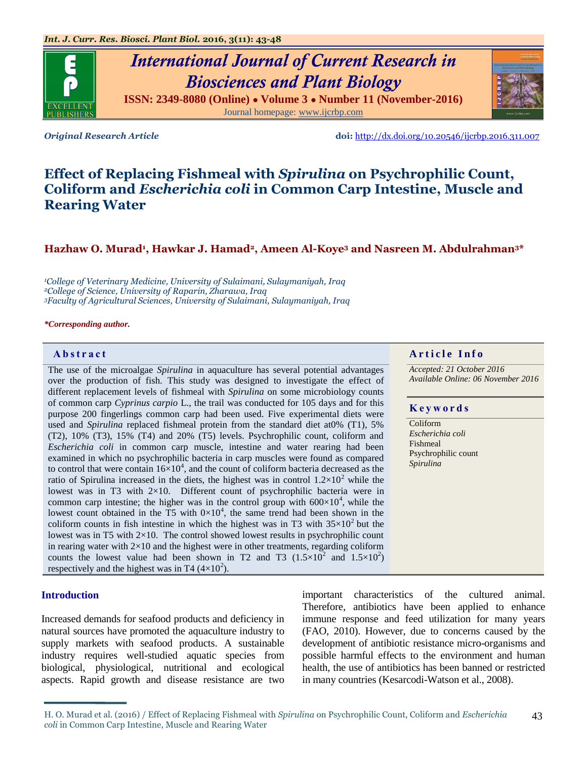Original Research Article

doi: http://dx.doi.org/10.20546/ijcrbp.2016.311.007

# Effect of Replacing Fishmeal with *Spirulina* on Psychrophilic Count, Coliform and *Escherichia coli* in Common Carp Intestine, Muscle and Rearing Water

**Hazhaw O. Murad[1], Hawkar J. Hamad[2], Ameen Al-Koye[3] and Nasreen M. Abdulrahman[3]***

*[1]College of Veterinary Medicine, University of Sulaimani, Sulaymaniyah, Iraq*
*[2]College of Science, University of Raparin, Zharawa, Iraq*
*[3]Faculty of Agricultural Sciences, University of Sulaimani, Sulaymaniyah, Iraq*

***Corresponding author.**

## Abstract

The use of the microalgae *Spirulina* in aquaculture has several potential advantages over the production of fish. This study was designed to investigate the effect of different replacement levels of fishmeal with *Spirulina* on some microbiology counts of common carp *Cyprinus carpio* L., the trail was conducted for 105 days and for this purpose 200 fingerlings common carp had been used. Five experimental diets were used and *Spirulina* replaced fishmeal protein from the standard diet at0% (T1), 5% (T2), 10% (T3), 15% (T4) and 20% (T5) levels. Psychrophilic count, coliform and *Escherichia coli* in common carp muscle, intestine and water rearing had been examined in which no psychrophilic bacteria in carp muscles were found as compared to control that were contain $16\times10^4$, and the count of coliform bacteria decreased as the ratio of Spirulina increased in the diets, the highest was in control $1.2\times10^2$ while the lowest was in T3 with $2\times10$. Different count of psychrophilic bacteria were in common carp intestine; the higher was in the control group with $600\times10^4$, while the lowest count obtained in the T5 with $0\times10^4$, the same trend had been shown in the coliform counts in fish intestine in which the highest was in T3 with $35\times10^2$ but the lowest was in T5 with $2\times10$. The control showed lowest results in psychrophilic count in rearing water with $2\times10$ and the highest were in other treatments, regarding coliform counts the lowest value had been shown in T2 and T3 ($1.5\times10^2$ and $1.5\times10^2$) respectively and the highest was in T4 ($4\times10^2$).

## Article Info

*Accepted: 21 October 2016*
*Available Online: 06 November 2016*

## Keywords

Coliform
*Escherichia coli*
Fishmeal
Psychrophilic count
*Spirulina*

## Introduction

Increased demands for seafood products and deficiency in natural sources have promoted the aquaculture industry to supply markets with seafood products. A sustainable industry requires well-studied aquatic species from biological, physiological, nutritional and ecological aspects. Rapid growth and disease resistance are two important characteristics of the cultured animal. Therefore, antibiotics have been applied to enhance immune response and feed utilization for many years (FAO, 2010). However, due to concerns caused by the development of antibiotic resistance micro-organisms and possible harmful effects to the environment and human health, the use of antibiotics has been banned or restricted in many countries (Kesarcodi-Watson et al., 2008).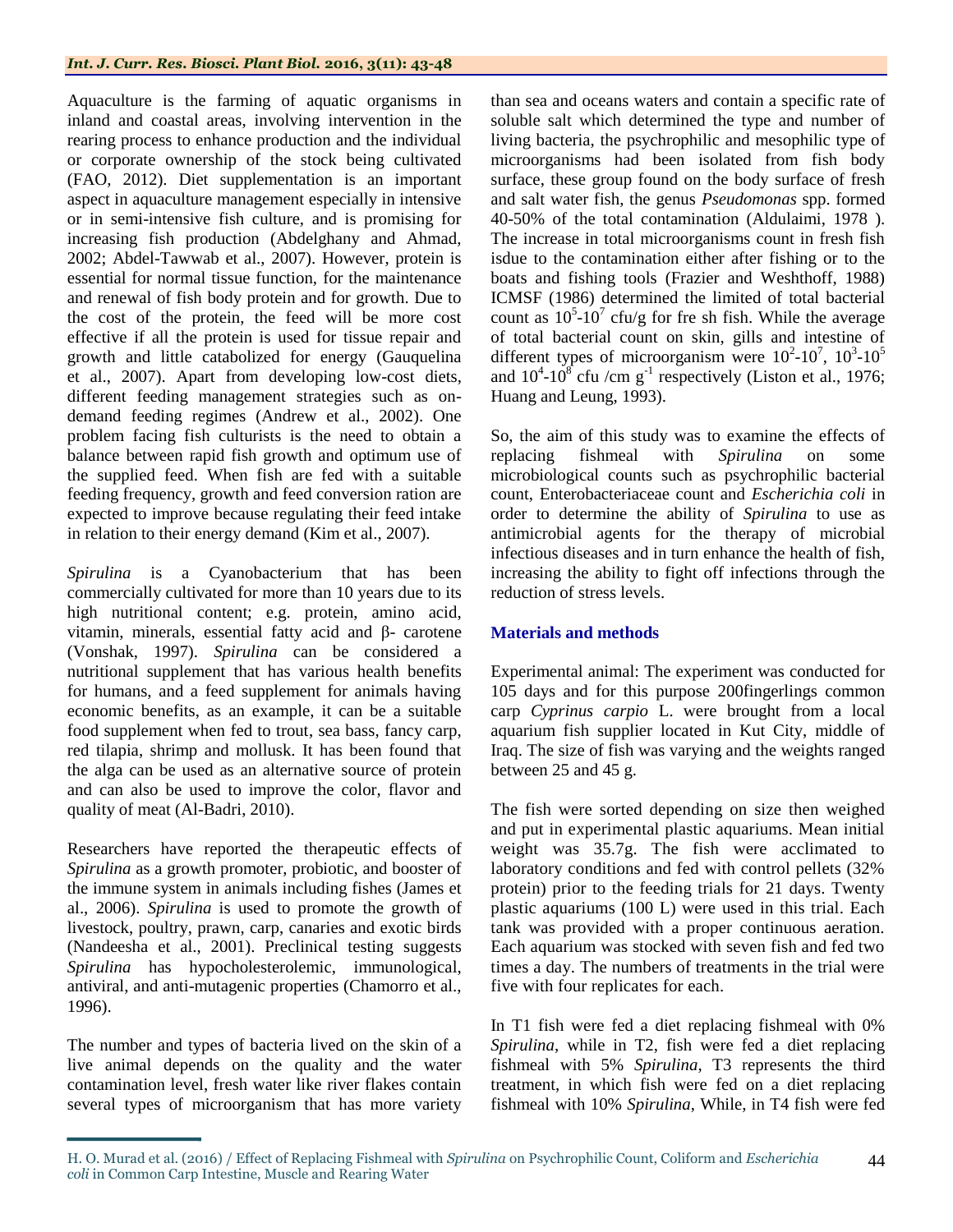Aquaculture is the farming of aquatic organisms in inland and coastal areas, involving intervention in the rearing process to enhance production and the individual or corporate ownership of the stock being cultivated (FAO, 2012). Diet supplementation is an important aspect in aquaculture management especially in intensive or in semi-intensive fish culture, and is promising for increasing fish production (Abdelghany and Ahmad, 2002; Abdel-Tawwab et al., 2007). However, protein is essential for normal tissue function, for the maintenance and renewal of fish body protein and for growth. Due to the cost of the protein, the feed will be more cost effective if all the protein is used for tissue repair and growth and little catabolized for energy (Gauquelina et al., 2007). Apart from developing low-cost diets, different feeding management strategies such as on-demand feeding regimes (Andrew et al., 2002). One problem facing fish culturists is the need to obtain a balance between rapid fish growth and optimum use of the supplied feed. When fish are fed with a suitable feeding frequency, growth and feed conversion ration are expected to improve because regulating their feed intake in relation to their energy demand (Kim et al., 2007).

*Spirulina* is a Cyanobacterium that has been commercially cultivated for more than 10 years due to its high nutritional content; e.g. protein, amino acid, vitamin, minerals, essential fatty acid and β- carotene (Vonshak, 1997). *Spirulina* can be considered a nutritional supplement that has various health benefits for humans, and a feed supplement for animals having economic benefits, as an example, it can be a suitable food supplement when fed to trout, sea bass, fancy carp, red tilapia, shrimp and mollusk. It has been found that the alga can be used as an alternative source of protein and can also be used to improve the color, flavor and quality of meat (Al-Badri, 2010).

Researchers have reported the therapeutic effects of *Spirulina* as a growth promoter, probiotic, and booster of the immune system in animals including fishes (James et al., 2006). *Spirulina* is used to promote the growth of livestock, poultry, prawn, carp, canaries and exotic birds (Nandeesha et al., 2001). Preclinical testing suggests *Spirulina* has hypocholesterolemic, immunological, antiviral, and anti-mutagenic properties (Chamorro et al., 1996).

The number and types of bacteria lived on the skin of a live animal depends on the quality and the water contamination level, fresh water like river flakes contain several types of microorganism that has more variety than sea and oceans waters and contain a specific rate of soluble salt which determined the type and number of living bacteria, the psychrophilic and mesophilic type of microorganisms had been isolated from fish body surface, these group found on the body surface of fresh and salt water fish, the genus *Pseudomonas* spp. formed 40-50% of the total contamination (Aldulaimi, 1978 ). The increase in total microorganisms count in fresh fish isdue to the contamination either after fishing or to the boats and fishing tools (Frazier and Weshthoff, 1988) ICMSF (1986) determined the limited of total bacterial count as $10^5$-$10^7$ cfu/g for fre sh fish. While the average of total bacterial count on skin, gills and intestine of different types of microorganism were $10^2$-$10^7$, $10^3$-$10^5$ and $10^4$-$10^8$ cfu /cm $g^{-1}$ respectively (Liston et al., 1976; Huang and Leung, 1993).

So, the aim of this study was to examine the effects of replacing fishmeal with *Spirulina* on some microbiological counts such as psychrophilic bacterial count, Enterobacteriaceae count and *Escherichia coli* in order to determine the ability of *Spirulina* to use as antimicrobial agents for the therapy of microbial infectious diseases and in turn enhance the health of fish, increasing the ability to fight off infections through the reduction of stress levels.

## Materials and methods

Experimental animal: The experiment was conducted for 105 days and for this purpose 200fingerlings common carp *Cyprinus carpio* L. were brought from a local aquarium fish supplier located in Kut City, middle of Iraq. The size of fish was varying and the weights ranged between 25 and 45 g.

The fish were sorted depending on size then weighed and put in experimental plastic aquariums. Mean initial weight was 35.7g. The fish were acclimated to laboratory conditions and fed with control pellets (32% protein) prior to the feeding trials for 21 days. Twenty plastic aquariums (100 L) were used in this trial. Each tank was provided with a proper continuous aeration. Each aquarium was stocked with seven fish and fed two times a day. The numbers of treatments in the trial were five with four replicates for each.

In T1 fish were fed a diet replacing fishmeal with 0% *Spirulina*, while in T2, fish were fed a diet replacing fishmeal with 5% *Spirulina*, T3 represents the third treatment, in which fish were fed on a diet replacing fishmeal with 10% *Spirulina*, While, in T4 fish were fed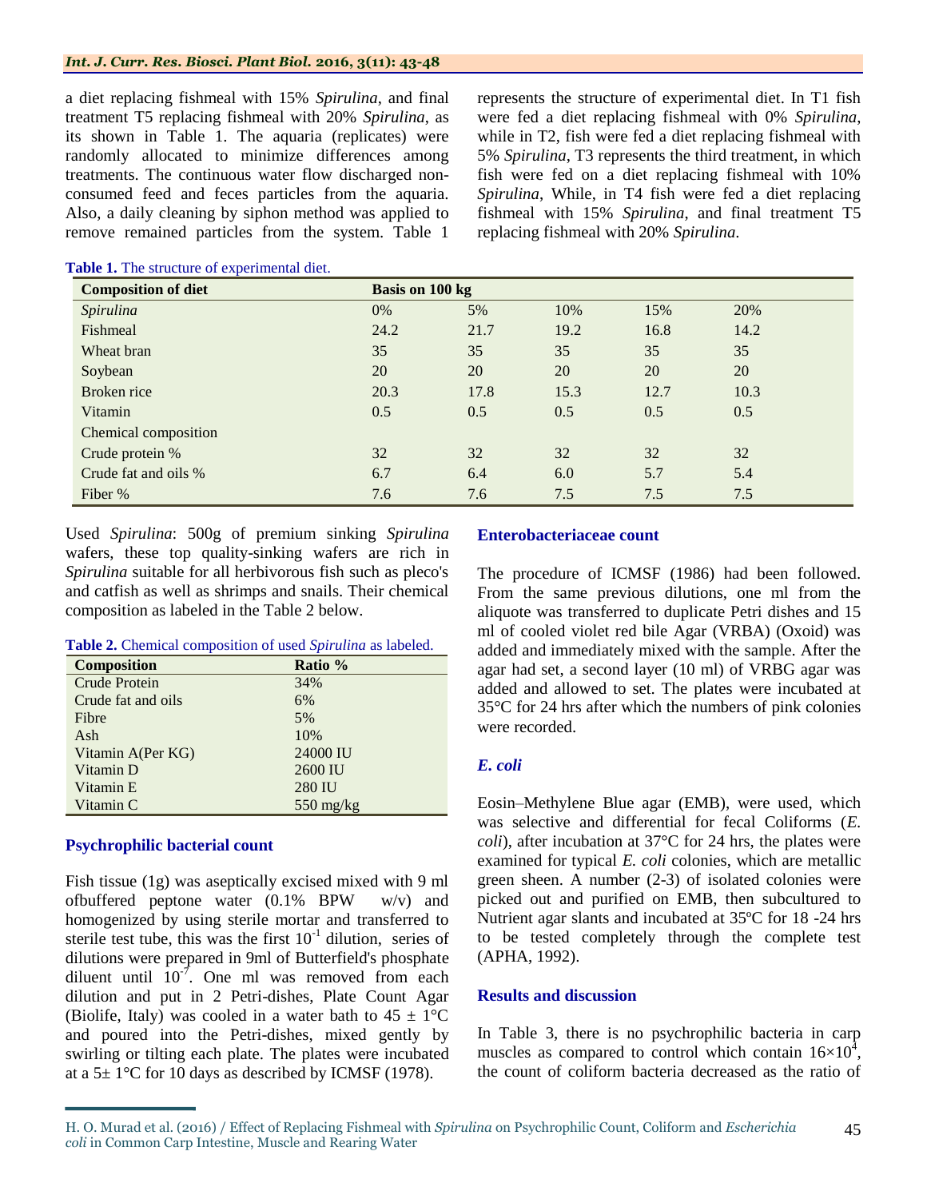a diet replacing fishmeal with 15% *Spirulina*, and final treatment T5 replacing fishmeal with 20% *Spirulina*, as its shown in Table 1. The aquaria (replicates) were randomly allocated to minimize differences among treatments. The continuous water flow discharged non-consumed feed and feces particles from the aquaria. Also, a daily cleaning by siphon method was applied to remove remained particles from the system. Table 1 represents the structure of experimental diet. In T1 fish were fed a diet replacing fishmeal with 0% *Spirulina*, while in T2, fish were fed a diet replacing fishmeal with 5% *Spirulina*, T3 represents the third treatment, in which fish were fed on a diet replacing fishmeal with 10% *Spirulina*, While, in T4 fish were fed a diet replacing fishmeal with 15% *Spirulina*, and final treatment T5 replacing fishmeal with 20% *Spirulina*.

**Table 1.** The structure of experimental diet.

| Composition of diet | Basis on 100 kg | | | | |
|---|---|---|---|---|---|
| *Spirulina* | 0% | 5% | 10% | 15% | 20% |
| Fishmeal | 24.2 | 21.7 | 19.2 | 16.8 | 14.2 |
| Wheat bran | 35 | 35 | 35 | 35 | 35 |
| Soybean | 20 | 20 | 20 | 20 | 20 |
| Broken rice | 20.3 | 17.8 | 15.3 | 12.7 | 10.3 |
| Vitamin | 0.5 | 0.5 | 0.5 | 0.5 | 0.5 |
| Chemical composition | | | | | |
| Crude protein % | 32 | 32 | 32 | 32 | 32 |
| Crude fat and oils % | 6.7 | 6.4 | 6.0 | 5.7 | 5.4 |
| Fiber % | 7.6 | 7.6 | 7.5 | 7.5 | 7.5 |

Used *Spirulina*: 500g of premium sinking *Spirulina* wafers, these top quality-sinking wafers are rich in *Spirulina* suitable for all herbivorous fish such as pleco's and catfish as well as shrimps and snails. Their chemical composition as labeled in the Table 2 below.

**Table 2.** Chemical composition of used *Spirulina* as labeled.

| Composition | Ratio % |
|---|---|
| Crude Protein | 34% |
| Crude fat and oils | 6% |
| Fibre | 5% |
| Ash | 10% |
| Vitamin A(Per KG) | 24000 IU |
| Vitamin D | 2600 IU |
| Vitamin E | 280 IU |
| Vitamin C | 550 mg/kg |

## Psychrophilic bacterial count

Fish tissue (1g) was aseptically excised mixed with 9 ml ofbuffered peptone water (0.1% BPW w/v) and homogenized by using sterile mortar and transferred to sterile test tube, this was the first $10^{-1}$ dilution, series of dilutions were prepared in 9ml of Butterfield's phosphate diluent until $10^{-7}$. One ml was removed from each dilution and put in 2 Petri-dishes, Plate Count Agar (Biolife, Italy) was cooled in a water bath to 45 ± 1°C and poured into the Petri-dishes, mixed gently by swirling or tilting each plate. The plates were incubated at a 5± 1°C for 10 days as described by ICMSF (1978).

## Enterobacteriaceae count

The procedure of ICMSF (1986) had been followed. From the same previous dilutions, one ml from the aliquote was transferred to duplicate Petri dishes and 15 ml of cooled violet red bile Agar (VRBA) (Oxoid) was added and immediately mixed with the sample. After the agar had set, a second layer (10 ml) of VRBG agar was added and allowed to set. The plates were incubated at 35°C for 24 hrs after which the numbers of pink colonies were recorded.

## *E. coli*

Eosin–Methylene Blue agar (EMB), were used, which was selective and differential for fecal Coliforms (*E. coli*), after incubation at 37°C for 24 hrs, the plates were examined for typical *E. coli* colonies, which are metallic green sheen. A number (2-3) of isolated colonies were picked out and purified on EMB, then subcultured to Nutrient agar slants and incubated at 35ºC for 18 -24 hrs to be tested completely through the complete test (APHA, 1992).

## Results and discussion

In Table 3, there is no psychrophilic bacteria in carp muscles as compared to control which contain $16{\times}10^{4}$, the count of coliform bacteria decreased as the ratio of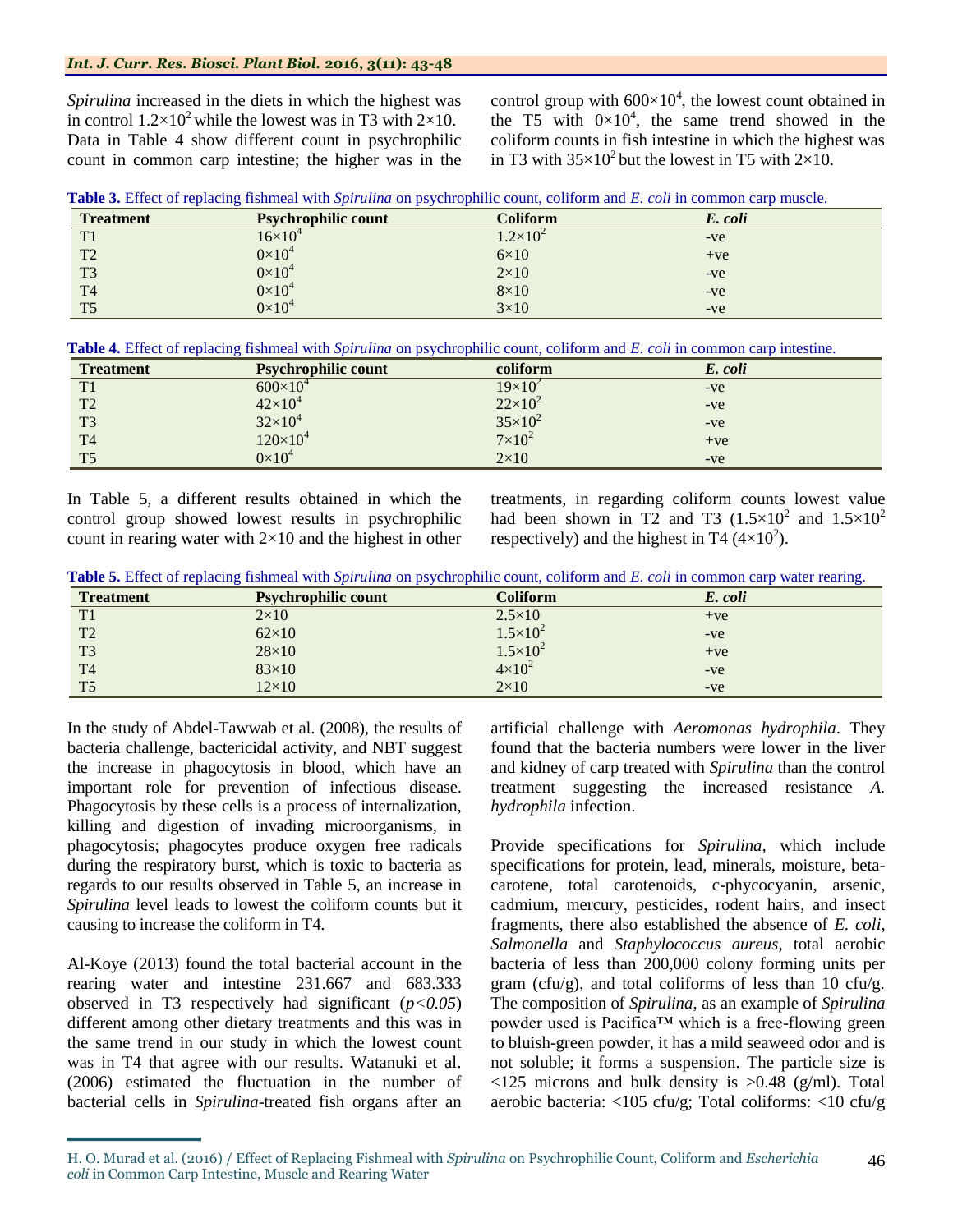*Spirulina* increased in the diets in which the highest was in control $1.2\times10^2$ while the lowest was in T3 with $2\times10$. Data in Table 4 show different count in psychrophilic count in common carp intestine; the higher was in the control group with $600\times10^4$, the lowest count obtained in the T5 with $0\times10^4$, the same trend showed in the coliform counts in fish intestine in which the highest was in T3 with $35\times10^2$ but the lowest in T5 with $2\times10$.

**Table 3.** Effect of replacing fishmeal with *Spirulina* on psychrophilic count, coliform and *E. coli* in common carp muscle.

| Treatment | Psychrophilic count | Coliform | *E. coli* |
|---|---|---|---|
| T1 | $16\times10^4$ | $1.2\times10^2$ | -ve |
| T2 | $0\times10^4$ | $6\times10$ | +ve |
| T3 | $0\times10^4$ | $2\times10$ | -ve |
| T4 | $0\times10^4$ | $8\times10$ | -ve |
| T5 | $0\times10^4$ | $3\times10$ | -ve |

**Table 4.** Effect of replacing fishmeal with *Spirulina* on psychrophilic count, coliform and *E. coli* in common carp intestine.

| Treatment | Psychrophilic count | coliform | *E. coli* |
|---|---|---|---|
| T1 | $600\times10^4$ | $19\times10^2$ | -ve |
| T2 | $42\times10^4$ | $22\times10^2$ | -ve |
| T3 | $32\times10^4$ | $35\times10^2$ | -ve |
| T4 | $120\times10^4$ | $7\times10^2$ | +ve |
| T5 | $0\times10^4$ | $2\times10$ | -ve |

In Table 5, a different results obtained in which the control group showed lowest results in psychrophilic count in rearing water with $2\times10$ and the highest in other treatments, in regarding coliform counts lowest value had been shown in T2 and T3 ($1.5\times10^2$ and $1.5\times10^2$ respectively) and the highest in T4 ($4\times10^2$).

**Table 5.** Effect of replacing fishmeal with *Spirulina* on psychrophilic count, coliform and *E. coli* in common carp water rearing.

| Treatment | Psychrophilic count | Coliform | *E. coli* |
|---|---|---|---|
| T1 | $2\times10$ | $2.5\times10$ | +ve |
| T2 | $62\times10$ | $1.5\times10^2$ | -ve |
| T3 | $28\times10$ | $1.5\times10^2$ | +ve |
| T4 | $83\times10$ | $4\times10^2$ | -ve |
| T5 | $12\times10$ | $2\times10$ | -ve |

In the study of Abdel-Tawwab et al. (2008), the results of bacteria challenge, bactericidal activity, and NBT suggest the increase in phagocytosis in blood, which have an important role for prevention of infectious disease. Phagocytosis by these cells is a process of internalization, killing and digestion of invading microorganisms, in phagocytosis; phagocytes produce oxygen free radicals during the respiratory burst, which is toxic to bacteria as regards to our results observed in Table 5, an increase in *Spirulina* level leads to lowest the coliform counts but it causing to increase the coliform in T4.

Al-Koye (2013) found the total bacterial account in the rearing water and intestine 231.667 and 683.333 observed in T3 respectively had significant ($p<0.05$) different among other dietary treatments and this was in the same trend in our study in which the lowest count was in T4 that agree with our results. Watanuki et al. (2006) estimated the fluctuation in the number of bacterial cells in *Spirulina*-treated fish organs after an artificial challenge with *Aeromonas hydrophila*. They found that the bacteria numbers were lower in the liver and kidney of carp treated with *Spirulina* than the control treatment suggesting the increased resistance *A. hydrophila* infection.

Provide specifications for *Spirulina,* which include specifications for protein, lead, minerals, moisture, beta-carotene, total carotenoids, c-phycocyanin, arsenic, cadmium, mercury, pesticides, rodent hairs, and insect fragments, there also established the absence of *E. coli*, *Salmonella* and *Staphylococcus aureus*, total aerobic bacteria of less than 200,000 colony forming units per gram (cfu/g), and total coliforms of less than 10 cfu/g. The composition of *Spirulina*, as an example of *Spirulina* powder used is Pacifica™ which is a free-flowing green to bluish-green powder, it has a mild seaweed odor and is not soluble; it forms a suspension. The particle size is <125 microns and bulk density is >0.48 (g/ml). Total aerobic bacteria: <105 cfu/g; Total coliforms: <10 cfu/g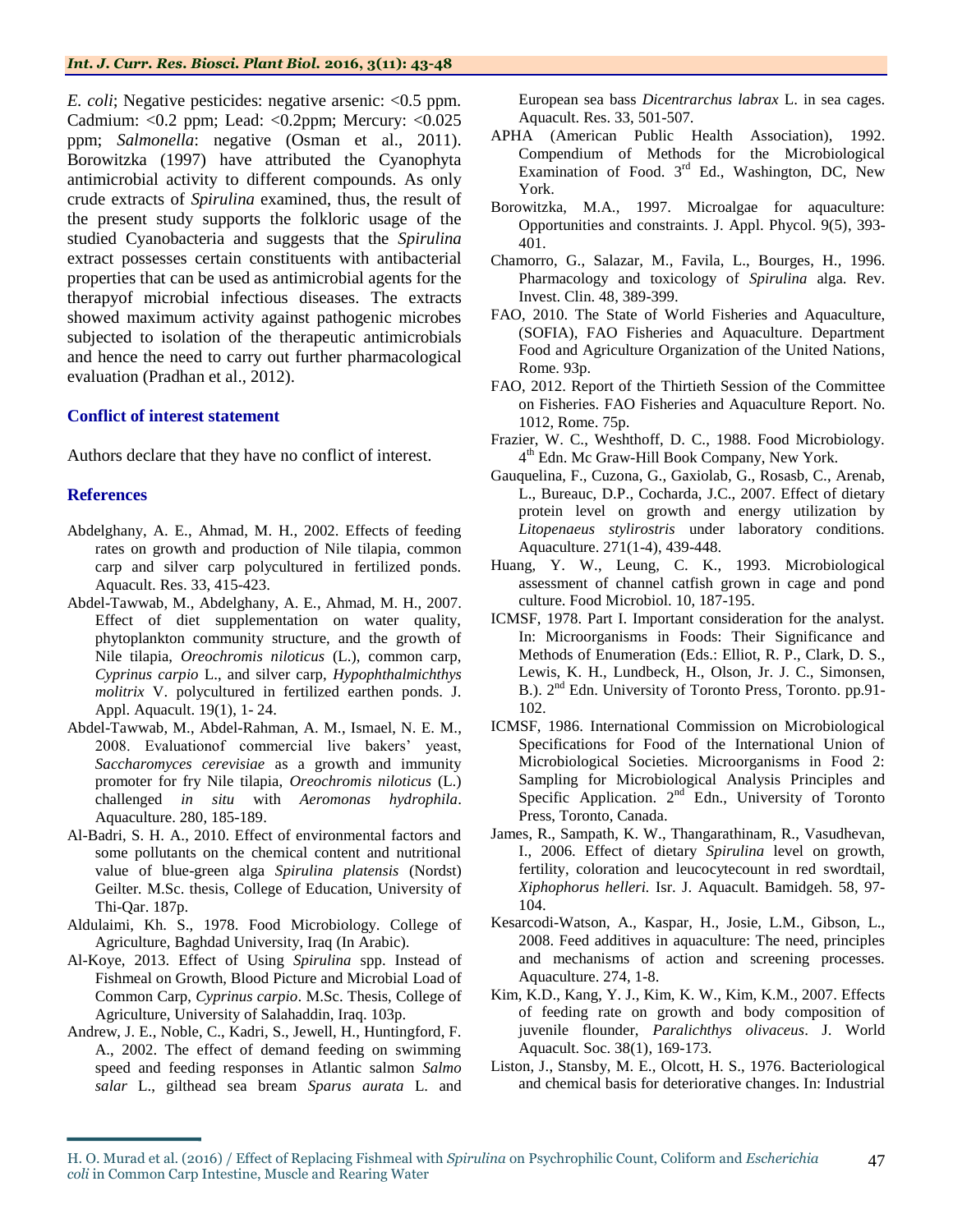*E. coli*; Negative pesticides: negative arsenic: <0.5 ppm. Cadmium: <0.2 ppm; Lead: <0.2ppm; Mercury: <0.025 ppm; *Salmonella*: negative (Osman et al., 2011). Borowitzka (1997) have attributed the Cyanophyta antimicrobial activity to different compounds. As only crude extracts of *Spirulina* examined, thus, the result of the present study supports the folkloric usage of the studied Cyanobacteria and suggests that the *Spirulina* extract possesses certain constituents with antibacterial properties that can be used as antimicrobial agents for the therapyof microbial infectious diseases. The extracts showed maximum activity against pathogenic microbes subjected to isolation of the therapeutic antimicrobials and hence the need to carry out further pharmacological evaluation (Pradhan et al., 2012).

## Conflict of interest statement

Authors declare that they have no conflict of interest.

## References

Abdelghany, A. E., Ahmad, M. H., 2002. Effects of feeding rates on growth and production of Nile tilapia, common carp and silver carp polycultured in fertilized ponds. Aquacult. Res. 33, 415-423.

Abdel-Tawwab, M., Abdelghany, A. E., Ahmad, M. H., 2007. Effect of diet supplementation on water quality, phytoplankton community structure, and the growth of Nile tilapia, *Oreochromis niloticus* (L.), common carp, *Cyprinus carpio* L., and silver carp, *Hypophthalmichthys molitrix* V. polycultured in fertilized earthen ponds. J. Appl. Aquacult. 19(1), 1- 24.

Abdel-Tawwab, M., Abdel-Rahman, A. M., Ismael, N. E. M., 2008. Evaluationof commercial live bakers' yeast, *Saccharomyces cerevisiae* as a growth and immunity promoter for fry Nile tilapia, *Oreochromis niloticus* (L.) challenged *in situ* with *Aeromonas hydrophila*. Aquaculture. 280, 185-189.

Al-Badri, S. H. A., 2010. Effect of environmental factors and some pollutants on the chemical content and nutritional value of blue-green alga *Spirulina platensis* (Nordst) Geilter. M.Sc. thesis, College of Education, University of Thi-Qar. 187p.

Aldulaimi, Kh. S., 1978. Food Microbiology. College of Agriculture, Baghdad University, Iraq (In Arabic).

Al-Koye, 2013. Effect of Using *Spirulina* spp. Instead of Fishmeal on Growth, Blood Picture and Microbial Load of Common Carp, *Cyprinus carpio*. M.Sc. Thesis, College of Agriculture, University of Salahaddin, Iraq. 103p.

Andrew, J. E., Noble, C., Kadri, S., Jewell, H., Huntingford, F. A., 2002. The effect of demand feeding on swimming speed and feeding responses in Atlantic salmon *Salmo salar* L., gilthead sea bream *Sparus aurata* L. and European sea bass *Dicentrarchus labrax* L. in sea cages. Aquacult. Res. 33, 501-507.

APHA (American Public Health Association), 1992. Compendium of Methods for the Microbiological Examination of Food. 3rd Ed., Washington, DC, New York.

Borowitzka, M.A., 1997. Microalgae for aquaculture: Opportunities and constraints. J. Appl. Phycol. 9(5), 393-401.

Chamorro, G., Salazar, M., Favila, L., Bourges, H., 1996. Pharmacology and toxicology of *Spirulina* alga. Rev. Invest. Clin. 48, 389-399.

FAO, 2010. The State of World Fisheries and Aquaculture, (SOFIA), FAO Fisheries and Aquaculture. Department Food and Agriculture Organization of the United Nations, Rome. 93p.

FAO, 2012. Report of the Thirtieth Session of the Committee on Fisheries. FAO Fisheries and Aquaculture Report. No. 1012, Rome. 75p.

Frazier, W. C., Weshthoff, D. C., 1988. Food Microbiology. 4th Edn. Mc Graw-Hill Book Company, New York.

Gauquelina, F., Cuzona, G., Gaxiolab, G., Rosasb, C., Arenab, L., Bureauc, D.P., Cocharda, J.C., 2007. Effect of dietary protein level on growth and energy utilization by *Litopenaeus stylirostris* under laboratory conditions. Aquaculture. 271(1-4), 439-448.

Huang, Y. W., Leung, C. K., 1993. Microbiological assessment of channel catfish grown in cage and pond culture. Food Microbiol. 10, 187-195.

ICMSF, 1978. Part I. Important consideration for the analyst. In: Microorganisms in Foods: Their Significance and Methods of Enumeration (Eds.: Elliot, R. P., Clark, D. S., Lewis, K. H., Lundbeck, H., Olson, Jr. J. C., Simonsen, B.). 2nd Edn. University of Toronto Press, Toronto. pp.91-102.

ICMSF, 1986. International Commission on Microbiological Specifications for Food of the International Union of Microbiological Societies. Microorganisms in Food 2: Sampling for Microbiological Analysis Principles and Specific Application. 2nd Edn., University of Toronto Press, Toronto, Canada.

James, R., Sampath, K. W., Thangarathinam, R., Vasudhevan, I., 2006. Effect of dietary *Spirulina* level on growth, fertility, coloration and leucocytecount in red swordtail, *Xiphophorus helleri.* Isr. J. Aquacult. Bamidgeh. 58, 97-104.

Kesarcodi-Watson, A., Kaspar, H., Josie, L.M., Gibson, L., 2008. Feed additives in aquaculture: The need, principles and mechanisms of action and screening processes. Aquaculture. 274, 1-8.

Kim, K.D., Kang, Y. J., Kim, K. W., Kim, K.M., 2007. Effects of feeding rate on growth and body composition of juvenile flounder, *Paralichthys olivaceus*. J. World Aquacult. Soc. 38(1), 169-173.

Liston, J., Stansby, M. E., Olcott, H. S., 1976. Bacteriological and chemical basis for deteriorative changes. In: Industrial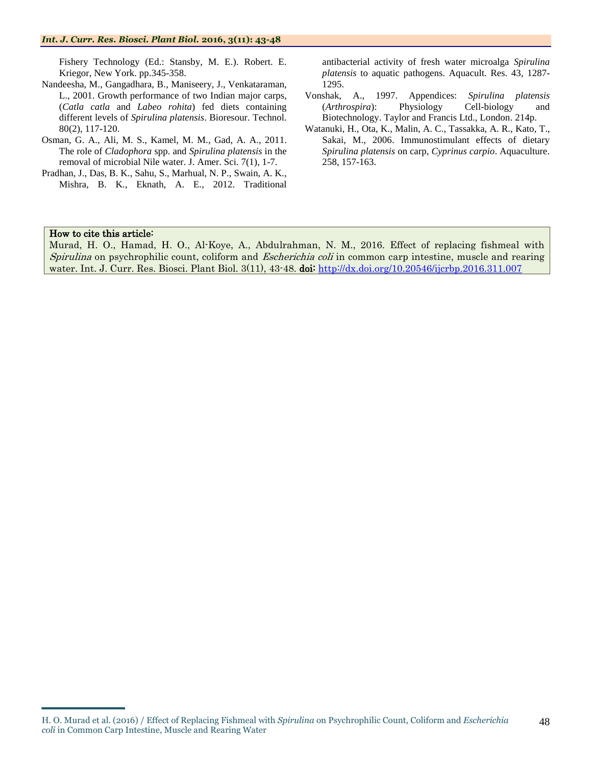Fishery Technology (Ed.: Stansby, M. E.). Robert. E. Kriegor, New York. pp.345-358.

Nandeesha, M., Gangadhara, B., Maniseery, J., Venkataraman, L., 2001. Growth performance of two Indian major carps, (*Catla catla* and *Labeo rohita*) fed diets containing different levels of *Spirulina platensis*. Bioresour. Technol. 80(2), 117-120.

Osman, G. A., Ali, M. S., Kamel, M. M., Gad, A. A., 2011. The role of *Cladophora* spp. and *Spirulina platensis* in the removal of microbial Nile water. J. Amer. Sci. 7(1), 1-7.

Pradhan, J., Das, B. K., Sahu, S., Marhual, N. P., Swain, A. K., Mishra, B. K., Eknath, A. E., 2012. Traditional antibacterial activity of fresh water microalga *Spirulina platensis* to aquatic pathogens. Aquacult. Res. 43, 1287-1295.

Vonshak, A., 1997. Appendices: *Spirulina platensis* (*Arthrospira*): Physiology Cell-biology and Biotechnology. Taylor and Francis Ltd., London. 214p.

Watanuki, H., Ota, K., Malin, A. C., Tassakka, A. R., Kato, T., Sakai, M., 2006. Immunostimulant effects of dietary *Spirulina platensis* on carp, *Cyprinus carpio*. Aquaculture. 258, 157-163.

**How to cite this article:**

Murad, H. O., Hamad, H. O., Al-Koye, A., Abdulrahman, N. M., 2016. Effect of replacing fishmeal with *Spirulina* on psychrophilic count, coliform and *Escherichia coli* in common carp intestine, muscle and rearing water. Int. J. Curr. Res. Biosci. Plant Biol. 3(11), 43-48. **doi:** http://dx.doi.org/10.20546/ijcrbp.2016.311.007